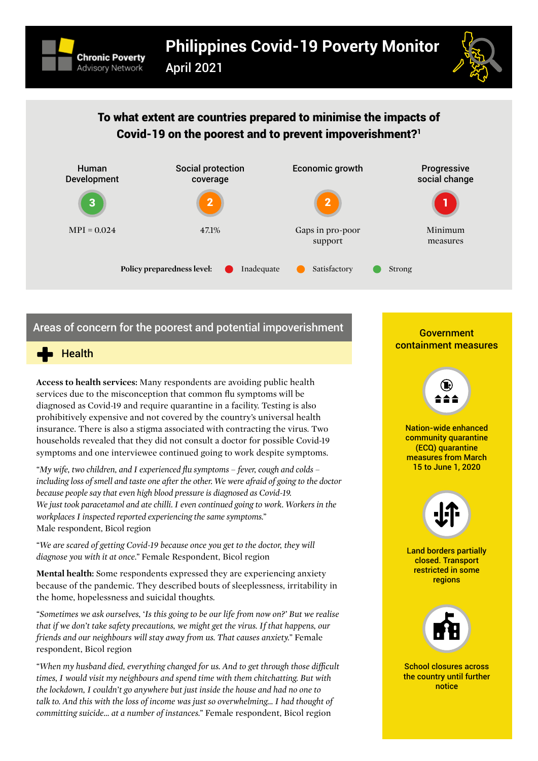Chronic Poverty Advisory Network

# Philippines Covid-19 Poverty Monitor

April 2021

## To what extent are countries prepared to minimise the impacts of Covid-19 on the poorest and to prevent impoverishment?[1]

| Human Development | Social protection coverage | Economic growth | Progressive social change |
|---|---|---|---|
| 3 | 2 | 2 | 1 |
| MPI = 0.024 | 47.1% | Gaps in pro-poor support | Minimum measures |

**Policy preparedness level:** Inadequate (1) · Satisfactory (2) · Strong (3)

## Areas of concern for the poorest and potential impoverishment

### Health

**Access to health services:** Many respondents are avoiding public health services due to the misconception that common flu symptoms will be diagnosed as Covid-19 and require quarantine in a facility. Testing is also prohibitively expensive and not covered by the country's universal health insurance. There is also a stigma associated with contracting the virus. Two households revealed that they did not consult a doctor for possible Covid-19 symptoms and one interviewee continued going to work despite symptoms.

"*My wife, two children, and I experienced flu symptoms – fever, cough and colds – including loss of smell and taste one after the other. We were afraid of going to the doctor because people say that even high blood pressure is diagnosed as Covid-19. We just took paracetamol and ate chilli. I even continued going to work. Workers in the workplaces I inspected reported experiencing the same symptoms.*" Male respondent, Bicol region

"*We are scared of getting Covid-19 because once you get to the doctor, they will diagnose you with it at once.*" Female Respondent, Bicol region

**Mental health:** Some respondents expressed they are experiencing anxiety because of the pandemic. They described bouts of sleeplessness, irritability in the home, hopelessness and suicidal thoughts.

"*Sometimes we ask ourselves, 'Is this going to be our life from now on?' But we realise that if we don't take safety precautions, we might get the virus. If that happens, our friends and our neighbours will stay away from us. That causes anxiety.*" Female respondent, Bicol region

"*When my husband died, everything changed for us. And to get through those difficult times, I would visit my neighbours and spend time with them chitchatting. But with the lockdown, I couldn't go anywhere but just inside the house and had no one to talk to. And this with the loss of income was just so overwhelming... I had thought of committing suicide... at a number of instances.*" Female respondent, Bicol region

## Government containment measures

- Nation-wide enhanced community quarantine (ECQ) quarantine measures from March 15 to June 1, 2020
- Land borders partially closed. Transport restricted in some regions
- School closures across the country until further notice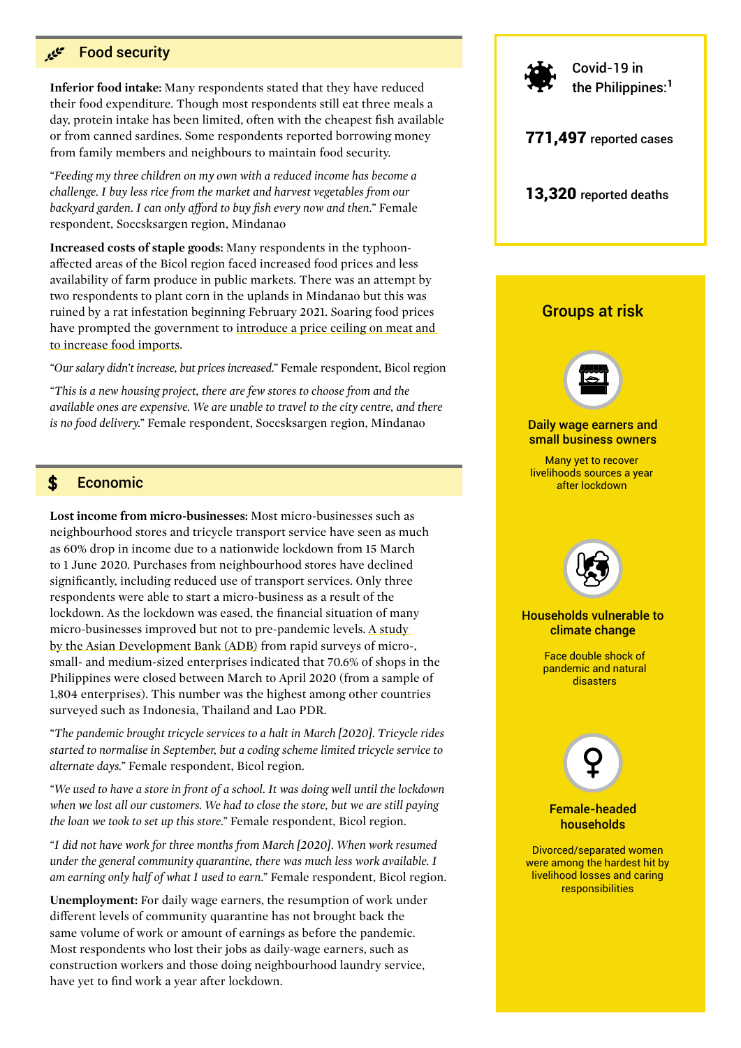## Food security

**Inferior food intake:** Many respondents stated that they have reduced their food expenditure. Though most respondents still eat three meals a day, protein intake has been limited, often with the cheapest fish available or from canned sardines. Some respondents reported borrowing money from family members and neighbours to maintain food security.

"*Feeding my three children on my own with a reduced income has become a challenge. I buy less rice from the market and harvest vegetables from our backyard garden. I can only afford to buy fish every now and then.*" Female respondent, Soccsksargen region, Mindanao

**Increased costs of staple goods:** Many respondents in the typhoon-affected areas of the Bicol region faced increased food prices and less availability of farm produce in public markets. There was an attempt by two respondents to plant corn in the uplands in Mindanao but this was ruined by a rat infestation beginning February 2021. Soaring food prices have prompted the government to introduce a price ceiling on meat and to increase food imports.

"*Our salary didn't increase, but prices increased.*" Female respondent, Bicol region

"*This is a new housing project, there are few stores to choose from and the available ones are expensive. We are unable to travel to the city centre, and there is no food delivery.*" Female respondent, Soccsksargen region, Mindanao

## Economic

**Lost income from micro-businesses:** Most micro-businesses such as neighbourhood stores and tricycle transport service have seen as much as 60% drop in income due to a nationwide lockdown from 15 March to 1 June 2020. Purchases from neighbourhood stores have declined significantly, including reduced use of transport services. Only three respondents were able to start a micro-business as a result of the lockdown. As the lockdown was eased, the financial situation of many micro-businesses improved but not to pre-pandemic levels. A study by the Asian Development Bank (ADB) from rapid surveys of micro-, small- and medium-sized enterprises indicated that 70.6% of shops in the Philippines were closed between March to April 2020 (from a sample of 1,804 enterprises). This number was the highest among other countries surveyed such as Indonesia, Thailand and Lao PDR.

"*The pandemic brought tricycle services to a halt in March [2020]. Tricycle rides started to normalise in September, but a coding scheme limited tricycle service to alternate days.*" Female respondent, Bicol region.

"*We used to have a store in front of a school. It was doing well until the lockdown when we lost all our customers. We had to close the store, but we are still paying the loan we took to set up this store.*" Female respondent, Bicol region.

"*I did not have work for three months from March [2020]. When work resumed under the general community quarantine, there was much less work available. I am earning only half of what I used to earn.*" Female respondent, Bicol region.

**Unemployment:** For daily wage earners, the resumption of work under different levels of community quarantine has not brought back the same volume of work or amount of earnings as before the pandemic. Most respondents who lost their jobs as daily-wage earners, such as construction workers and those doing neighbourhood laundry service, have yet to find work a year after lockdown.

---

Covid-19 in the Philippines:[1]

**771,497** reported cases

**13,320** reported deaths

---

## Groups at risk

**Daily wage earners and small business owners**

Many yet to recover livelihoods sources a year after lockdown

**Households vulnerable to climate change**

Face double shock of pandemic and natural disasters

**Female-headed households**

Divorced/separated women were among the hardest hit by livelihood losses and caring responsibilities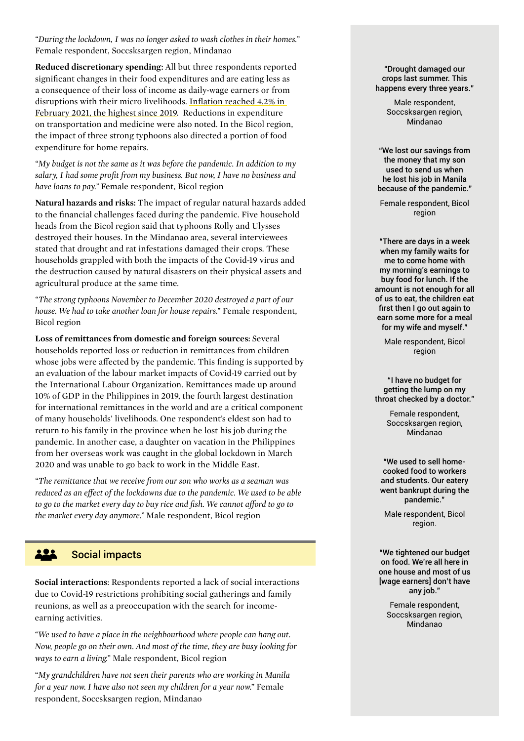"*During the lockdown, I was no longer asked to wash clothes in their homes.*" Female respondent, Soccsksargen region, Mindanao

**Reduced discretionary spending:** All but three respondents reported significant changes in their food expenditures and are eating less as a consequence of their loss of income as daily-wage earners or from disruptions with their micro livelihoods. Inflation reached 4.2% in February 2021, the highest since 2019. Reductions in expenditure on transportation and medicine were also noted. In the Bicol region, the impact of three strong typhoons also directed a portion of food expenditure for home repairs.

"*My budget is not the same as it was before the pandemic. In addition to my salary, I had some profit from my business. But now, I have no business and have loans to pay.*" Female respondent, Bicol region

**Natural hazards and risks:** The impact of regular natural hazards added to the financial challenges faced during the pandemic. Five household heads from the Bicol region said that typhoons Rolly and Ulysses destroyed their houses. In the Mindanao area, several interviewees stated that drought and rat infestations damaged their crops. These households grappled with both the impacts of the Covid-19 virus and the destruction caused by natural disasters on their physical assets and agricultural produce at the same time.

"*The strong typhoons November to December 2020 destroyed a part of our house. We had to take another loan for house repairs.*" Female respondent, Bicol region

**Loss of remittances from domestic and foreign sources:** Several households reported loss or reduction in remittances from children whose jobs were affected by the pandemic. This finding is supported by an evaluation of the labour market impacts of Covid-19 carried out by the International Labour Organization. Remittances made up around 10% of GDP in the Philippines in 2019, the fourth largest destination for international remittances in the world and are a critical component of many households' livelihoods. One respondent's eldest son had to return to his family in the province when he lost his job during the pandemic. In another case, a daughter on vacation in the Philippines from her overseas work was caught in the global lockdown in March 2020 and was unable to go back to work in the Middle East.

"*The remittance that we receive from our son who works as a seaman was reduced as an effect of the lockdowns due to the pandemic. We used to be able to go to the market every day to buy rice and fish. We cannot afford to go to the market every day anymore.*" Male respondent, Bicol region

## Social impacts

**Social interactions**: Respondents reported a lack of social interactions due to Covid-19 restrictions prohibiting social gatherings and family reunions, as well as a preoccupation with the search for income-earning activities.

"*We used to have a place in the neighbourhood where people can hang out. Now, people go on their own. And most of the time, they are busy looking for ways to earn a living.*" Male respondent, Bicol region

"*My grandchildren have not seen their parents who are working in Manila for a year now. I have also not seen my children for a year now.*" Female respondent, Soccsksargen region, Mindanao

**"Drought damaged our crops last summer. This happens every three years."**

Male respondent, Soccsksargen region, Mindanao

**"We lost our savings from the money that my son used to send us when he lost his job in Manila because of the pandemic."**

Female respondent, Bicol region

**"There are days in a week when my family waits for me to come home with my morning's earnings to buy food for lunch. If the amount is not enough for all of us to eat, the children eat first then I go out again to earn some more for a meal for my wife and myself."**

Male respondent, Bicol region

**"I have no budget for getting the lump on my throat checked by a doctor."**

Female respondent, Soccsksargen region, Mindanao

**"We used to sell home-cooked food to workers and students. Our eatery went bankrupt during the pandemic."**

Male respondent, Bicol region.

**"We tightened our budget on food. We're all here in one house and most of us [wage earners] don't have any job."**

Female respondent, Soccsksargen region, Mindanao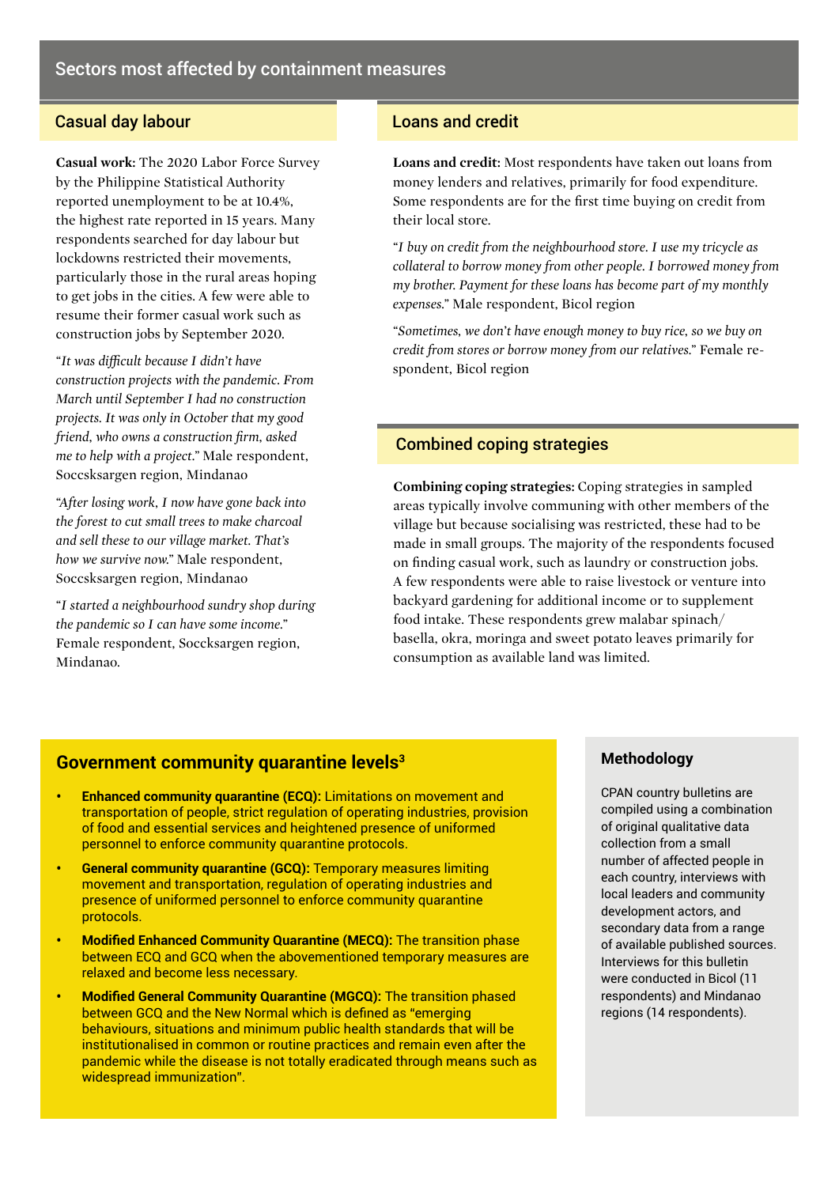## Sectors most affected by containment measures

### Casual day labour

**Casual work:** The 2020 Labor Force Survey by the Philippine Statistical Authority reported unemployment to be at 10.4%, the highest rate reported in 15 years. Many respondents searched for day labour but lockdowns restricted their movements, particularly those in the rural areas hoping to get jobs in the cities. A few were able to resume their former casual work such as construction jobs by September 2020.

"*It was difficult because I didn't have construction projects with the pandemic. From March until September I had no construction projects. It was only in October that my good friend, who owns a construction firm, asked me to help with a project.*" Male respondent, Soccsksargen region, Mindanao

"*After losing work, I now have gone back into the forest to cut small trees to make charcoal and sell these to our village market. That's how we survive now.*" Male respondent, Soccsksargen region, Mindanao

"*I started a neighbourhood sundry shop during the pandemic so I can have some income.*" Female respondent, Soccsksargen region, Mindanao.

### Loans and credit

**Loans and credit:** Most respondents have taken out loans from money lenders and relatives, primarily for food expenditure. Some respondents are for the first time buying on credit from their local store.

"*I buy on credit from the neighbourhood store. I use my tricycle as collateral to borrow money from other people. I borrowed money from my brother. Payment for these loans has become part of my monthly expenses.*" Male respondent, Bicol region

"*Sometimes, we don't have enough money to buy rice, so we buy on credit from stores or borrow money from our relatives.*" Female respondent, Bicol region

### Combined coping strategies

**Combining coping strategies:** Coping strategies in sampled areas typically involve communing with other members of the village but because socialising was restricted, these had to be made in small groups. The majority of the respondents focused on finding casual work, such as laundry or construction jobs. A few respondents were able to raise livestock or venture into backyard gardening for additional income or to supplement food intake. These respondents grew malabar spinach/basella, okra, moringa and sweet potato leaves primarily for consumption as available land was limited.

### Government community quarantine levels[3]

- **Enhanced community quarantine (ECQ):** Limitations on movement and transportation of people, strict regulation of operating industries, provision of food and essential services and heightened presence of uniformed personnel to enforce community quarantine protocols.
- **General community quarantine (GCQ):** Temporary measures limiting movement and transportation, regulation of operating industries and presence of uniformed personnel to enforce community quarantine protocols.
- **Modified Enhanced Community Quarantine (MECQ):** The transition phase between ECQ and GCQ when the abovementioned temporary measures are relaxed and become less necessary.
- **Modified General Community Quarantine (MGCQ):** The transition phased between GCQ and the New Normal which is defined as "emerging behaviours, situations and minimum public health standards that will be institutionalised in common or routine practices and remain even after the pandemic while the disease is not totally eradicated through means such as widespread immunization".

### Methodology

CPAN country bulletins are compiled using a combination of original qualitative data collection from a small number of affected people in each country, interviews with local leaders and community development actors, and secondary data from a range of available published sources. Interviews for this bulletin were conducted in Bicol (11 respondents) and Mindanao regions (14 respondents).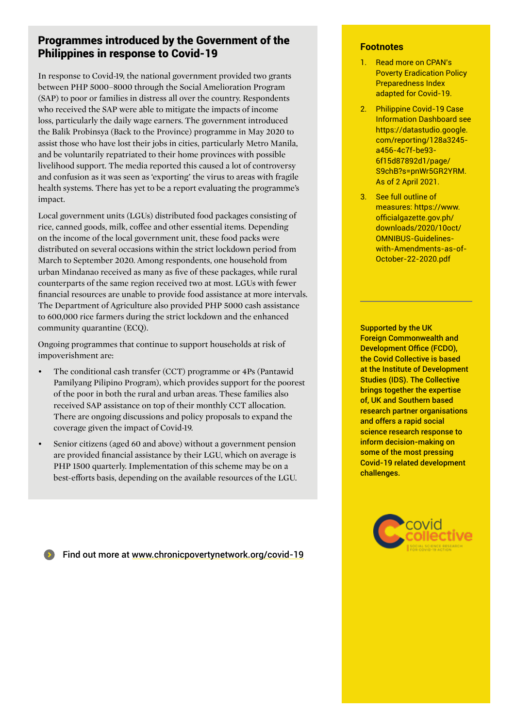## Programmes introduced by the Government of the Philippines in response to Covid-19

In response to Covid-19, the national government provided two grants between PHP 5000–8000 through the Social Amelioration Program (SAP) to poor or families in distress all over the country. Respondents who received the SAP were able to mitigate the impacts of income loss, particularly the daily wage earners. The government introduced the Balik Probinsya (Back to the Province) programme in May 2020 to assist those who have lost their jobs in cities, particularly Metro Manila, and be voluntarily repatriated to their home provinces with possible livelihood support. The media reported this caused a lot of controversy and confusion as it was seen as 'exporting' the virus to areas with fragile health systems. There has yet to be a report evaluating the programme's impact.

Local government units (LGUs) distributed food packages consisting of rice, canned goods, milk, coffee and other essential items. Depending on the income of the local government unit, these food packs were distributed on several occasions within the strict lockdown period from March to September 2020. Among respondents, one household from urban Mindanao received as many as five of these packages, while rural counterparts of the same region received two at most. LGUs with fewer financial resources are unable to provide food assistance at more intervals. The Department of Agriculture also provided PHP 5000 cash assistance to 600,000 rice farmers during the strict lockdown and the enhanced community quarantine (ECQ).

Ongoing programmes that continue to support households at risk of impoverishment are:

- The conditional cash transfer (CCT) programme or 4Ps (Pantawid Pamilyang Pilipino Program), which provides support for the poorest of the poor in both the rural and urban areas. These families also received SAP assistance on top of their monthly CCT allocation. There are ongoing discussions and policy proposals to expand the coverage given the impact of Covid-19.
- Senior citizens (aged 60 and above) without a government pension are provided financial assistance by their LGU, which on average is PHP 1500 quarterly. Implementation of this scheme may be on a best-efforts basis, depending on the available resources of the LGU.

Find out more at www.chronicpovertynetwork.org/covid-19

### Footnotes

1. Read more on CPAN's Poverty Eradication Policy Preparedness Index adapted for Covid-19.
2. Philippine Covid-19 Case Information Dashboard see https://datastudio.google.com/reporting/128a3245-a456-4c7f-be93-6f15d87892d1/page/S9chB?s=pnWr5GR2YRM. As of 2 April 2021.
3. See full outline of measures: https://www.officialgazette.gov.ph/downloads/2020/10oct/OMNIBUS-Guidelines-with-Amendments-as-of-October-22-2020.pdf

**Supported by the UK Foreign Commonwealth and Development Office (FCDO), the Covid Collective is based at the Institute of Development Studies (IDS). The Collective brings together the expertise of, UK and Southern based research partner organisations and offers a rapid social science research response to inform decision-making on some of the most pressing Covid-19 related development challenges.**

covid collective
SOCIAL SCIENCE RESEARCH FOR COVID-19 ACTION